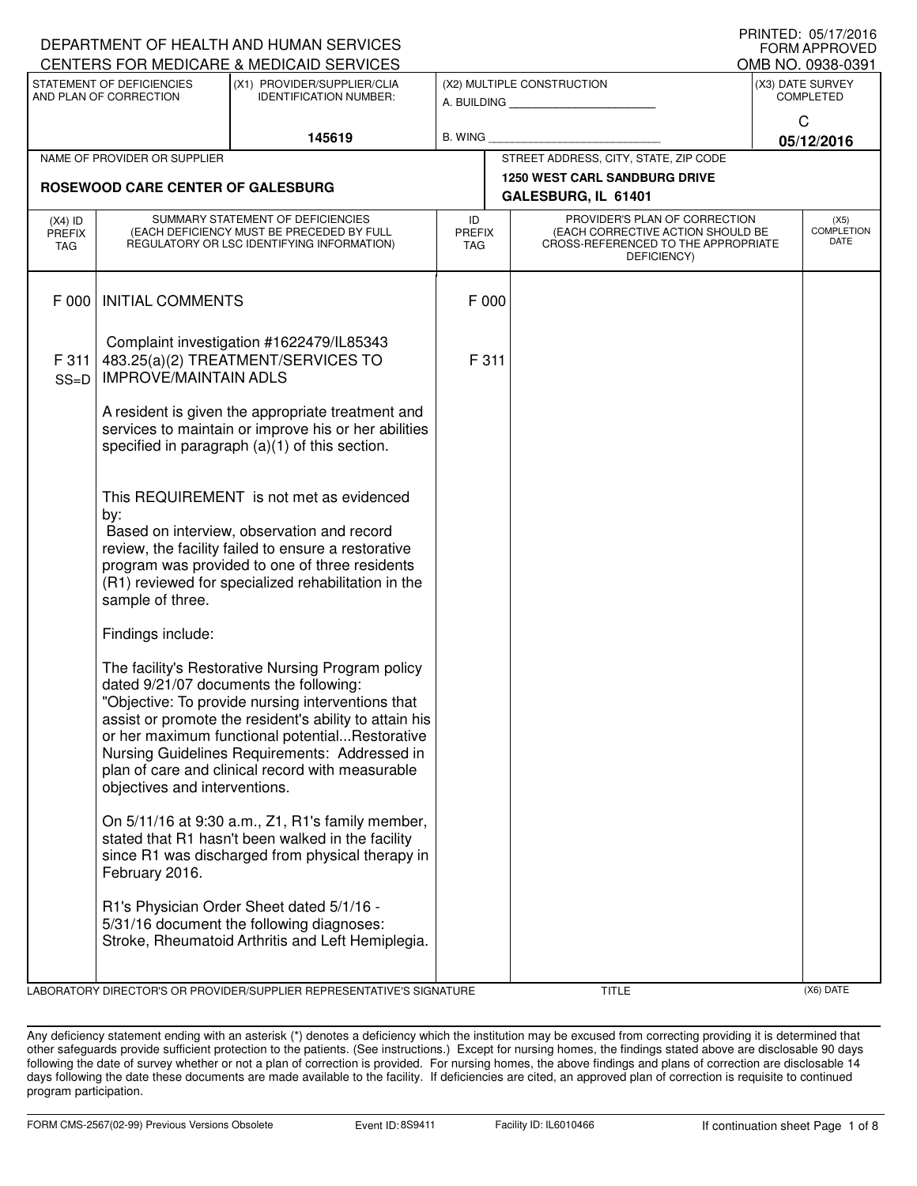PRINTED: 05/17/2016
FORM APPROVED
OMB NO. 0938-0391

DEPARTMENT OF HEALTH AND HUMAN SERVICES
CENTERS FOR MEDICARE & MEDICAID SERVICES

| STATEMENT OF DEFICIENCIES AND PLAN OF CORRECTION | (X1) PROVIDER/SUPPLIER/CLIA IDENTIFICATION NUMBER: | (X2) MULTIPLE CONSTRUCTION | (X3) DATE SURVEY COMPLETED |
|---|---|---|---|
| | 145619 | A. BUILDING ______ B. WING ______ | C 05/12/2016 |

| NAME OF PROVIDER OR SUPPLIER | STREET ADDRESS, CITY, STATE, ZIP CODE |
|---|---|
| ROSEWOOD CARE CENTER OF GALESBURG | 1250 WEST CARL SANDBURG DRIVE GALESBURG, IL 61401 |

| (X4) ID PREFIX TAG | SUMMARY STATEMENT OF DEFICIENCIES (EACH DEFICIENCY MUST BE PRECEDED BY FULL REGULATORY OR LSC IDENTIFYING INFORMATION) | ID PREFIX TAG | PROVIDER'S PLAN OF CORRECTION (EACH CORRECTIVE ACTION SHOULD BE CROSS-REFERENCED TO THE APPROPRIATE DEFICIENCY) | (X5) COMPLETION DATE |
|---|---|---|---|---|
| F 000 | INITIAL COMMENTS | F 000 | | |
| | Complaint investigation #1622479/IL85343 | | | |
| F 311 SS=D | 483.25(a)(2) TREATMENT/SERVICES TO IMPROVE/MAINTAIN ADLS | F 311 | | |
| | A resident is given the appropriate treatment and services to maintain or improve his or her abilities specified in paragraph (a)(1) of this section. | | | |
| | This REQUIREMENT is not met as evidenced by: Based on interview, observation and record review, the facility failed to ensure a restorative program was provided to one of three residents (R1) reviewed for specialized rehabilitation in the sample of three. | | | |
| | Findings include: | | | |
| | The facility's Restorative Nursing Program policy dated 9/21/07 documents the following: "Objective: To provide nursing interventions that assist or promote the resident's ability to attain his or her maximum functional potential...Restorative Nursing Guidelines Requirements: Addressed in plan of care and clinical record with measurable objectives and interventions. | | | |
| | On 5/11/16 at 9:30 a.m., Z1, R1's family member, stated that R1 hasn't been walked in the facility since R1 was discharged from physical therapy in February 2016. | | | |
| | R1's Physician Order Sheet dated 5/1/16 - 5/31/16 document the following diagnoses: Stroke, Rheumatoid Arthritis and Left Hemiplegia. | | | |

LABORATORY DIRECTOR'S OR PROVIDER/SUPPLIER REPRESENTATIVE'S SIGNATURE | TITLE | (X6) DATE

Any deficiency statement ending with an asterisk (*) denotes a deficiency which the institution may be excused from correcting providing it is determined that other safeguards provide sufficient protection to the patients. (See instructions.) Except for nursing homes, the findings stated above are disclosable 90 days following the date of survey whether or not a plan of correction is provided. For nursing homes, the above findings and plans of correction are disclosable 14 days following the date these documents are made available to the facility. If deficiencies are cited, an approved plan of correction is requisite to continued program participation.

FORM CMS-2567(02-99) Previous Versions Obsolete Event ID: 8S9411 Facility ID: IL6010466 If continuation sheet Page 1 of 8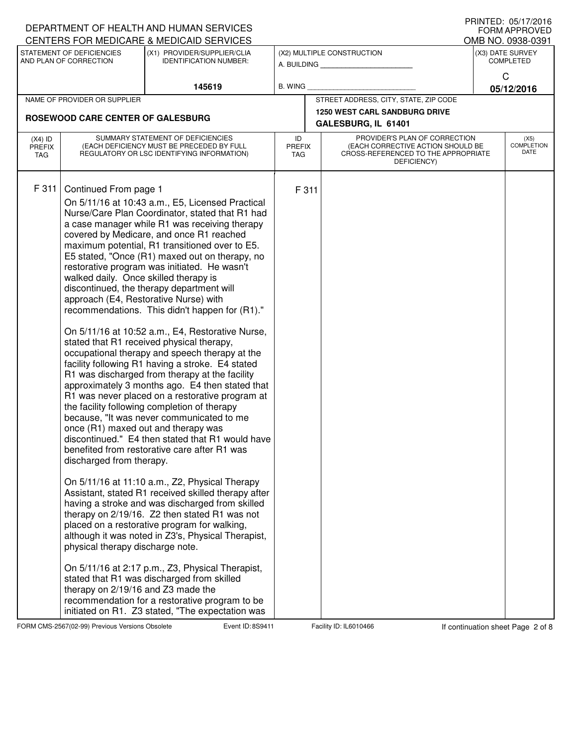DEPARTMENT OF HEALTH AND HUMAN SERVICES
CENTERS FOR MEDICARE & MEDICAID SERVICES

PRINTED: 05/17/2016
FORM APPROVED
OMB NO. 0938-0391

| STATEMENT OF DEFICIENCIES AND PLAN OF CORRECTION | (X1) PROVIDER/SUPPLIER/CLIA IDENTIFICATION NUMBER: | (X2) MULTIPLE CONSTRUCTION | (X3) DATE SURVEY COMPLETED |
|---|---|---|---|
| | 145619 | A. BUILDING ______ B. WING ______ | C 05/12/2016 |

| NAME OF PROVIDER OR SUPPLIER | STREET ADDRESS, CITY, STATE, ZIP CODE |
|---|---|
| ROSEWOOD CARE CENTER OF GALESBURG | 1250 WEST CARL SANDBURG DRIVE GALESBURG, IL 61401 |

| (X4) ID PREFIX TAG | SUMMARY STATEMENT OF DEFICIENCIES (EACH DEFICIENCY MUST BE PRECEDED BY FULL REGULATORY OR LSC IDENTIFYING INFORMATION) | ID PREFIX TAG | PROVIDER'S PLAN OF CORRECTION (EACH CORRECTIVE ACTION SHOULD BE CROSS-REFERENCED TO THE APPROPRIATE DEFICIENCY) | (X5) COMPLETION DATE |
|---|---|---|---|---|
| F 311 | Continued From page 1 | F 311 | | |

On 5/11/16 at 10:43 a.m., E5, Licensed Practical Nurse/Care Plan Coordinator, stated that R1 had a case manager while R1 was receiving therapy covered by Medicare, and once R1 reached maximum potential, R1 transitioned over to E5. E5 stated, "Once (R1) maxed out on therapy, no restorative program was initiated. He wasn't walked daily. Once skilled therapy is discontinued, the therapy department will approach (E4, Restorative Nurse) with recommendations. This didn't happen for (R1)."

On 5/11/16 at 10:52 a.m., E4, Restorative Nurse, stated that R1 received physical therapy, occupational therapy and speech therapy at the facility following R1 having a stroke. E4 stated R1 was discharged from therapy at the facility approximately 3 months ago. E4 then stated that R1 was never placed on a restorative program at the facility following completion of therapy because, "It was never communicated to me once (R1) maxed out and therapy was discontinued." E4 then stated that R1 would have benefited from restorative care after R1 was discharged from therapy.

On 5/11/16 at 11:10 a.m., Z2, Physical Therapy Assistant, stated R1 received skilled therapy after having a stroke and was discharged from skilled therapy on 2/19/16. Z2 then stated R1 was not placed on a restorative program for walking, although it was noted in Z3's, Physical Therapist, physical therapy discharge note.

On 5/11/16 at 2:17 p.m., Z3, Physical Therapist, stated that R1 was discharged from skilled therapy on 2/19/16 and Z3 made the recommendation for a restorative program to be initiated on R1. Z3 stated, "The expectation was

FORM CMS-2567(02-99) Previous Versions Obsolete    Event ID: 8S9411    Facility ID: IL6010466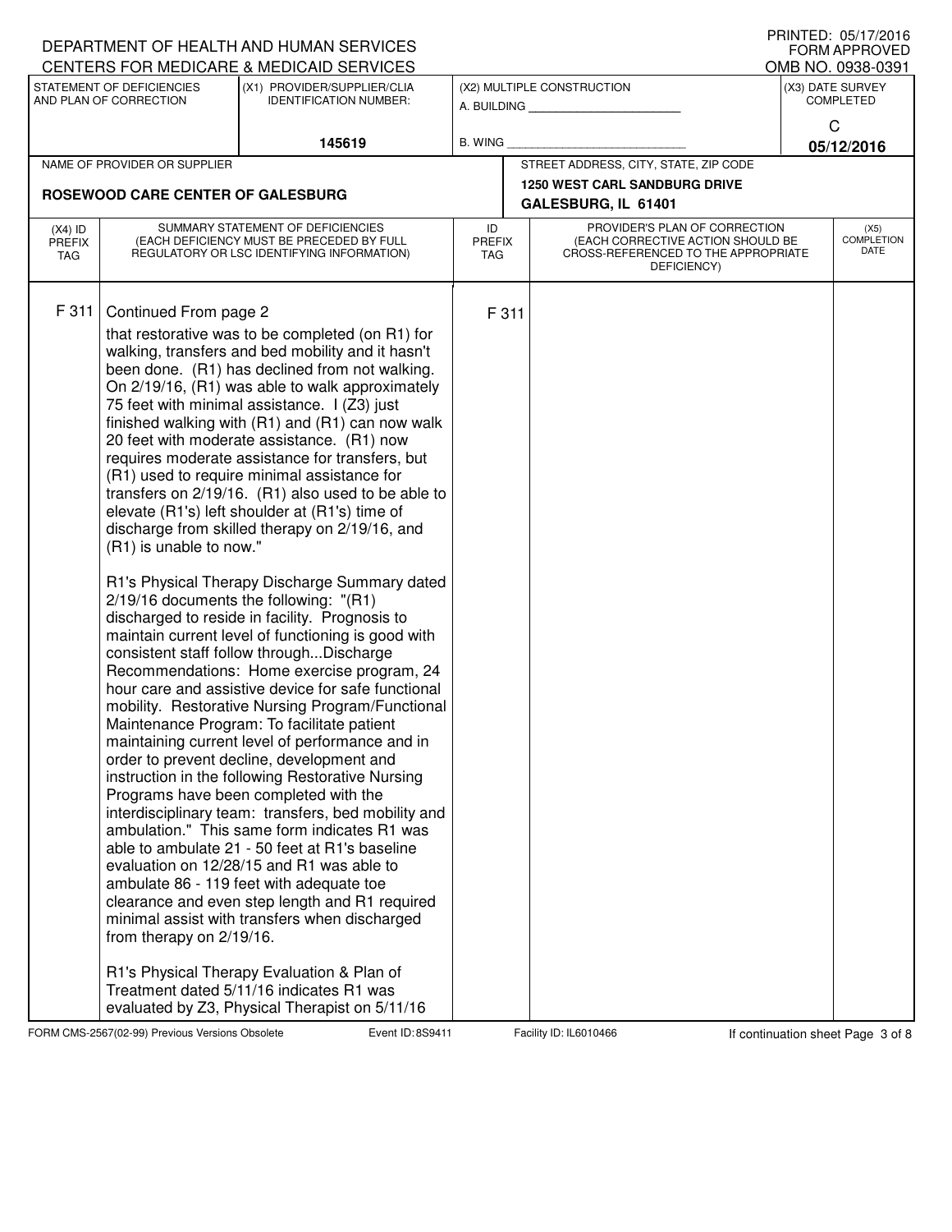DEPARTMENT OF HEALTH AND HUMAN SERVICES
CENTERS FOR MEDICARE & MEDICAID SERVICES

PRINTED: 05/17/2016
FORM APPROVED
OMB NO. 0938-0391

| STATEMENT OF DEFICIENCIES AND PLAN OF CORRECTION | (X1) PROVIDER/SUPPLIER/CLIA IDENTIFICATION NUMBER: | (X2) MULTIPLE CONSTRUCTION | (X3) DATE SURVEY COMPLETED |
|---|---|---|---|
| | 145619 | A. BUILDING ______ B. WING ______ | C 05/12/2016 |

| NAME OF PROVIDER OR SUPPLIER | STREET ADDRESS, CITY, STATE, ZIP CODE |
|---|---|
| ROSEWOOD CARE CENTER OF GALESBURG | 1250 WEST CARL SANDBURG DRIVE GALESBURG, IL 61401 |

| (X4) ID PREFIX TAG | SUMMARY STATEMENT OF DEFICIENCIES (EACH DEFICIENCY MUST BE PRECEDED BY FULL REGULATORY OR LSC IDENTIFYING INFORMATION) | ID PREFIX TAG | PROVIDER'S PLAN OF CORRECTION (EACH CORRECTIVE ACTION SHOULD BE CROSS-REFERENCED TO THE APPROPRIATE DEFICIENCY) | (X5) COMPLETION DATE |
|---|---|---|---|---|
| F 311 | Continued From page 2 | F 311 | | |

that restorative was to be completed (on R1) for walking, transfers and bed mobility and it hasn't been done. (R1) has declined from not walking. On 2/19/16, (R1) was able to walk approximately 75 feet with minimal assistance. I (Z3) just finished walking with (R1) and (R1) can now walk 20 feet with moderate assistance. (R1) now requires moderate assistance for transfers, but (R1) used to require minimal assistance for transfers on 2/19/16. (R1) also used to be able to elevate (R1's) left shoulder at (R1's) time of discharge from skilled therapy on 2/19/16, and (R1) is unable to now."

R1's Physical Therapy Discharge Summary dated 2/19/16 documents the following: "(R1) discharged to reside in facility. Prognosis to maintain current level of functioning is good with consistent staff follow through...Discharge Recommendations: Home exercise program, 24 hour care and assistive device for safe functional mobility. Restorative Nursing Program/Functional Maintenance Program: To facilitate patient maintaining current level of performance and in order to prevent decline, development and instruction in the following Restorative Nursing Programs have been completed with the interdisciplinary team: transfers, bed mobility and ambulation." This same form indicates R1 was able to ambulate 21 - 50 feet at R1's baseline evaluation on 12/28/15 and R1 was able to ambulate 86 - 119 feet with adequate toe clearance and even step length and R1 required minimal assist with transfers when discharged from therapy on 2/19/16.

R1's Physical Therapy Evaluation & Plan of Treatment dated 5/11/16 indicates R1 was evaluated by Z3, Physical Therapist on 5/11/16

FORM CMS-2567(02-99) Previous Versions Obsolete    Event ID: 8S9411    Facility ID: IL6010466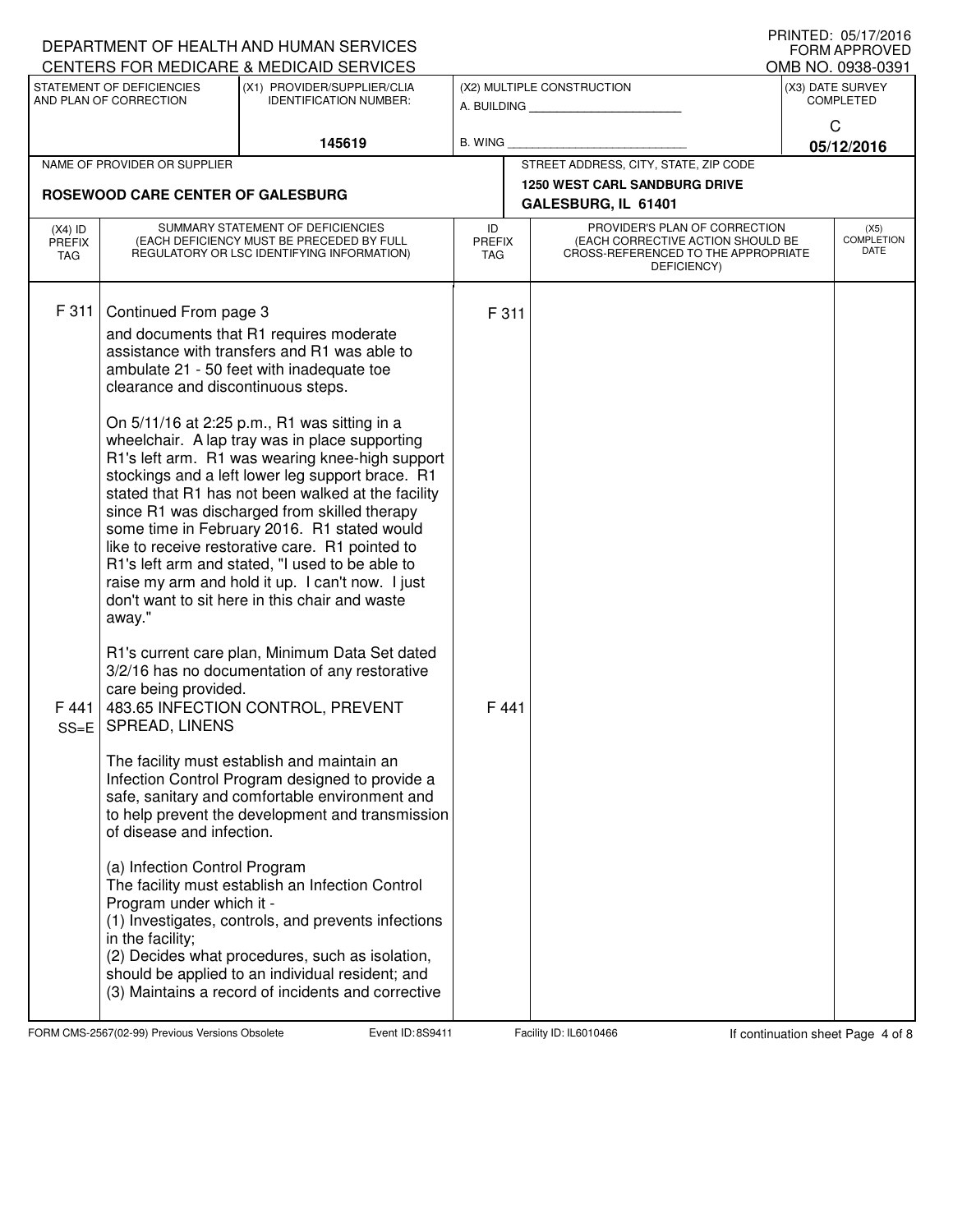DEPARTMENT OF HEALTH AND HUMAN SERVICES
CENTERS FOR MEDICARE & MEDICAID SERVICES

PRINTED: 05/17/2016
FORM APPROVED
OMB NO. 0938-0391

| STATEMENT OF DEFICIENCIES AND PLAN OF CORRECTION | (X1) PROVIDER/SUPPLIER/CLIA IDENTIFICATION NUMBER: | (X2) MULTIPLE CONSTRUCTION | (X3) DATE SURVEY COMPLETED |
|---|---|---|---|
| | 145619 | A. BUILDING ______ B. WING ______ | C 05/12/2016 |

| NAME OF PROVIDER OR SUPPLIER | STREET ADDRESS, CITY, STATE, ZIP CODE |
|---|---|
| ROSEWOOD CARE CENTER OF GALESBURG | 1250 WEST CARL SANDBURG DRIVE GALESBURG, IL 61401 |

| (X4) ID PREFIX TAG | SUMMARY STATEMENT OF DEFICIENCIES (EACH DEFICIENCY MUST BE PRECEDED BY FULL REGULATORY OR LSC IDENTIFYING INFORMATION) | ID PREFIX TAG | PROVIDER'S PLAN OF CORRECTION (EACH CORRECTIVE ACTION SHOULD BE CROSS-REFERENCED TO THE APPROPRIATE DEFICIENCY) | (X5) COMPLETION DATE |
|---|---|---|---|---|
| F 311 | Continued From page 3<br>and documents that R1 requires moderate assistance with transfers and R1 was able to ambulate 21 - 50 feet with inadequate toe clearance and discontinuous steps.<br><br>On 5/11/16 at 2:25 p.m., R1 was sitting in a wheelchair. A lap tray was in place supporting R1's left arm. R1 was wearing knee-high support stockings and a left lower leg support brace. R1 stated that R1 has not been walked at the facility since R1 was discharged from skilled therapy some time in February 2016. R1 stated would like to receive restorative care. R1 pointed to R1's left arm and stated, "I used to be able to raise my arm and hold it up. I can't now. I just don't want to sit here in this chair and waste away."<br><br>R1's current care plan, Minimum Data Set dated 3/2/16 has no documentation of any restorative care being provided. | F 311 | | |
| F 441 SS=E | 483.65 INFECTION CONTROL, PREVENT SPREAD, LINENS<br><br>The facility must establish and maintain an Infection Control Program designed to provide a safe, sanitary and comfortable environment and to help prevent the development and transmission of disease and infection.<br><br>(a) Infection Control Program<br>The facility must establish an Infection Control Program under which it -<br>(1) Investigates, controls, and prevents infections in the facility;<br>(2) Decides what procedures, such as isolation, should be applied to an individual resident; and<br>(3) Maintains a record of incidents and corrective | F 441 | | |

FORM CMS-2567(02-99) Previous Versions Obsolete Event ID: 8S9411 Facility ID: IL6010466 If continuation sheet Page 4 of 8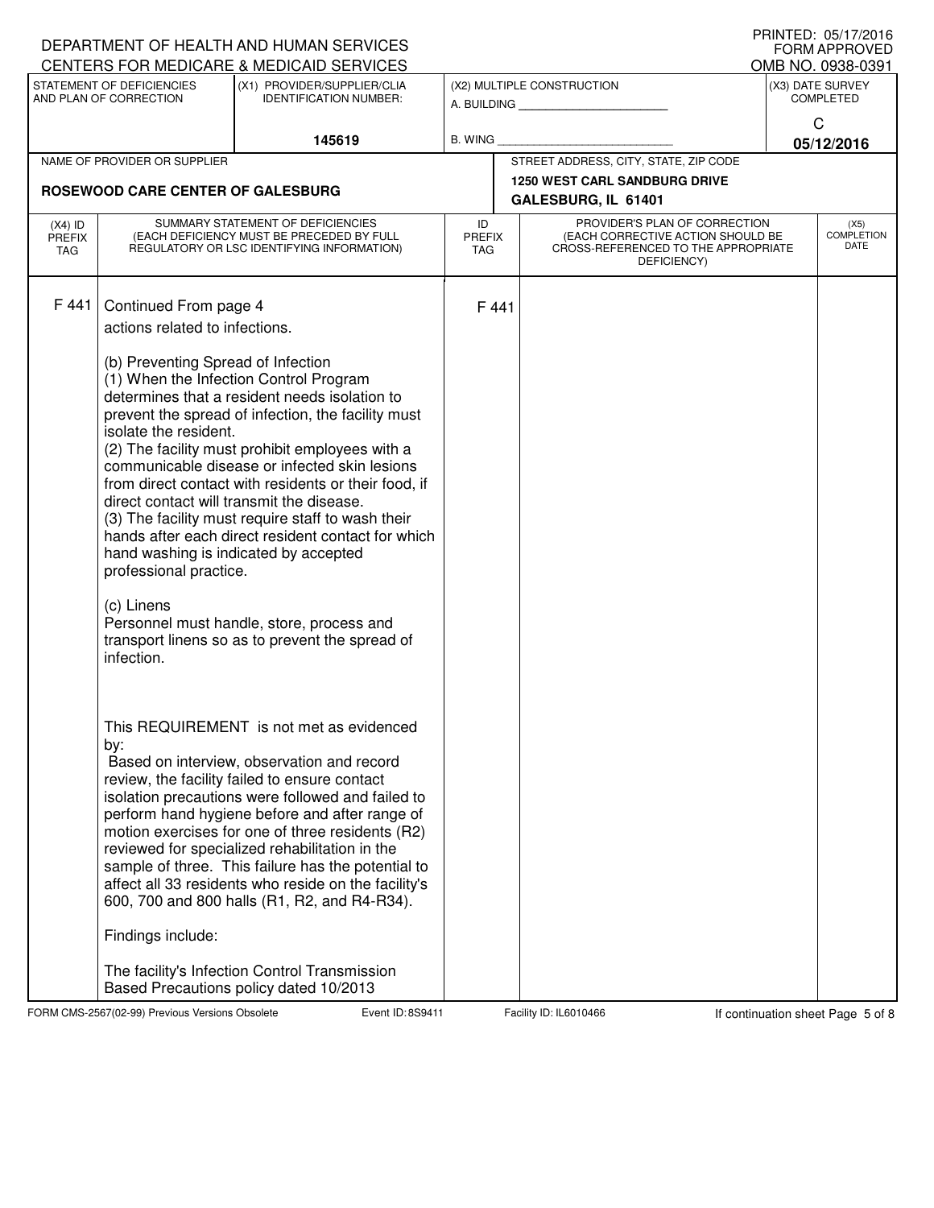DEPARTMENT OF HEALTH AND HUMAN SERVICES
CENTERS FOR MEDICARE & MEDICAID SERVICES

PRINTED: 05/17/2016
FORM APPROVED
OMB NO. 0938-0391

| STATEMENT OF DEFICIENCIES AND PLAN OF CORRECTION | (X1) PROVIDER/SUPPLIER/CLIA IDENTIFICATION NUMBER: | (X2) MULTIPLE CONSTRUCTION | (X3) DATE SURVEY COMPLETED |
|---|---|---|---|
| | 145619 | A. BUILDING ______ B. WING ______ | C 05/12/2016 |

| NAME OF PROVIDER OR SUPPLIER | STREET ADDRESS, CITY, STATE, ZIP CODE |
|---|---|
| ROSEWOOD CARE CENTER OF GALESBURG | 1250 WEST CARL SANDBURG DRIVE GALESBURG, IL 61401 |

| (X4) ID PREFIX TAG | SUMMARY STATEMENT OF DEFICIENCIES (EACH DEFICIENCY MUST BE PRECEDED BY FULL REGULATORY OR LSC IDENTIFYING INFORMATION) | ID PREFIX TAG | PROVIDER'S PLAN OF CORRECTION (EACH CORRECTIVE ACTION SHOULD BE CROSS-REFERENCED TO THE APPROPRIATE DEFICIENCY) | (X5) COMPLETION DATE |
|---|---|---|---|---|
| F 441 | Continued From page 4 | F 441 | | |

actions related to infections.

(b) Preventing Spread of Infection
(1) When the Infection Control Program determines that a resident needs isolation to prevent the spread of infection, the facility must isolate the resident.
(2) The facility must prohibit employees with a communicable disease or infected skin lesions from direct contact with residents or their food, if direct contact will transmit the disease.
(3) The facility must require staff to wash their hands after each direct resident contact for which hand washing is indicated by accepted professional practice.

(c) Linens
Personnel must handle, store, process and transport linens so as to prevent the spread of infection.

This REQUIREMENT is not met as evidenced by:
Based on interview, observation and record review, the facility failed to ensure contact isolation precautions were followed and failed to perform hand hygiene before and after range of motion exercises for one of three residents (R2) reviewed for specialized rehabilitation in the sample of three. This failure has the potential to affect all 33 residents who reside on the facility's 600, 700 and 800 halls (R1, R2, and R4-R34).

Findings include:

The facility's Infection Control Transmission Based Precautions policy dated 10/2013

FORM CMS-2567(02-99) Previous Versions Obsolete    Event ID: 8S9411    Facility ID: IL6010466    If continuation sheet Page 5 of 8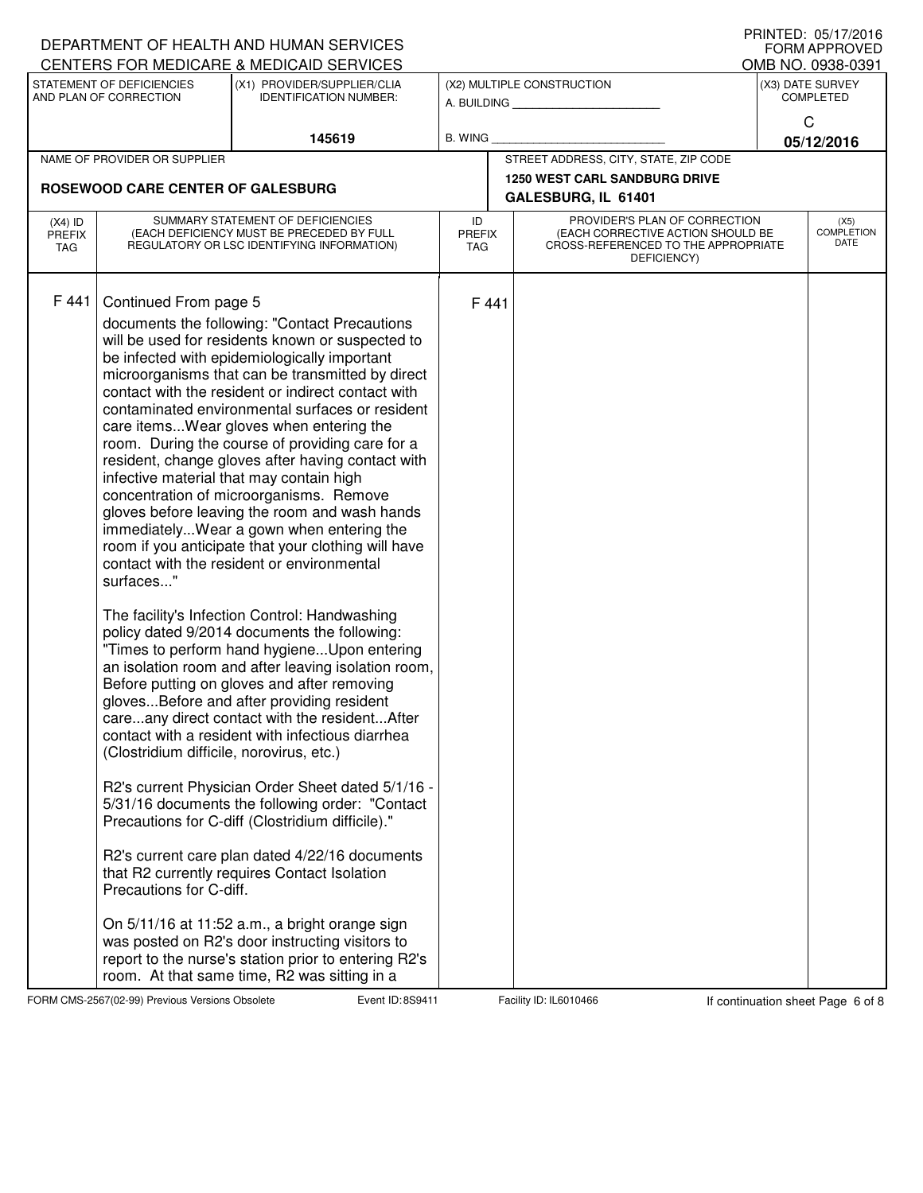DEPARTMENT OF HEALTH AND HUMAN SERVICES
CENTERS FOR MEDICARE & MEDICAID SERVICES

PRINTED: 05/17/2016
FORM APPROVED
OMB NO. 0938-0391

| STATEMENT OF DEFICIENCIES AND PLAN OF CORRECTION | (X1) PROVIDER/SUPPLIER/CLIA IDENTIFICATION NUMBER: | (X2) MULTIPLE CONSTRUCTION | (X3) DATE SURVEY COMPLETED |
|---|---|---|---|
| | 145619 | A. BUILDING ______ B. WING ______ | C 05/12/2016 |

| NAME OF PROVIDER OR SUPPLIER | STREET ADDRESS, CITY, STATE, ZIP CODE |
|---|---|
| ROSEWOOD CARE CENTER OF GALESBURG | 1250 WEST CARL SANDBURG DRIVE GALESBURG, IL 61401 |

| (X4) ID PREFIX TAG | SUMMARY STATEMENT OF DEFICIENCIES (EACH DEFICIENCY MUST BE PRECEDED BY FULL REGULATORY OR LSC IDENTIFYING INFORMATION) | ID PREFIX TAG | PROVIDER'S PLAN OF CORRECTION (EACH CORRECTIVE ACTION SHOULD BE CROSS-REFERENCED TO THE APPROPRIATE DEFICIENCY) | (X5) COMPLETION DATE |
|---|---|---|---|---|
| F 441 | Continued From page 5 | F 441 | | |

documents the following: "Contact Precautions will be used for residents known or suspected to be infected with epidemiologically important microorganisms that can be transmitted by direct contact with the resident or indirect contact with contaminated environmental surfaces or resident care items...Wear gloves when entering the room. During the course of providing care for a resident, change gloves after having contact with infective material that may contain high concentration of microorganisms. Remove gloves before leaving the room and wash hands immediately...Wear a gown when entering the room if you anticipate that your clothing will have contact with the resident or environmental surfaces..."

The facility's Infection Control: Handwashing policy dated 9/2014 documents the following: "Times to perform hand hygiene...Upon entering an isolation room and after leaving isolation room, Before putting on gloves and after removing gloves...Before and after providing resident care...any direct contact with the resident...After contact with a resident with infectious diarrhea (Clostridium difficile, norovirus, etc.)

R2's current Physician Order Sheet dated 5/1/16 - 5/31/16 documents the following order: "Contact Precautions for C-diff (Clostridium difficile)."

R2's current care plan dated 4/22/16 documents that R2 currently requires Contact Isolation Precautions for C-diff.

On 5/11/16 at 11:52 a.m., a bright orange sign was posted on R2's door instructing visitors to report to the nurse's station prior to entering R2's room. At that same time, R2 was sitting in a

FORM CMS-2567(02-99) Previous Versions Obsolete | Event ID: 8S9411 | Facility ID: IL6010466 | If continuation sheet Page 6 of 8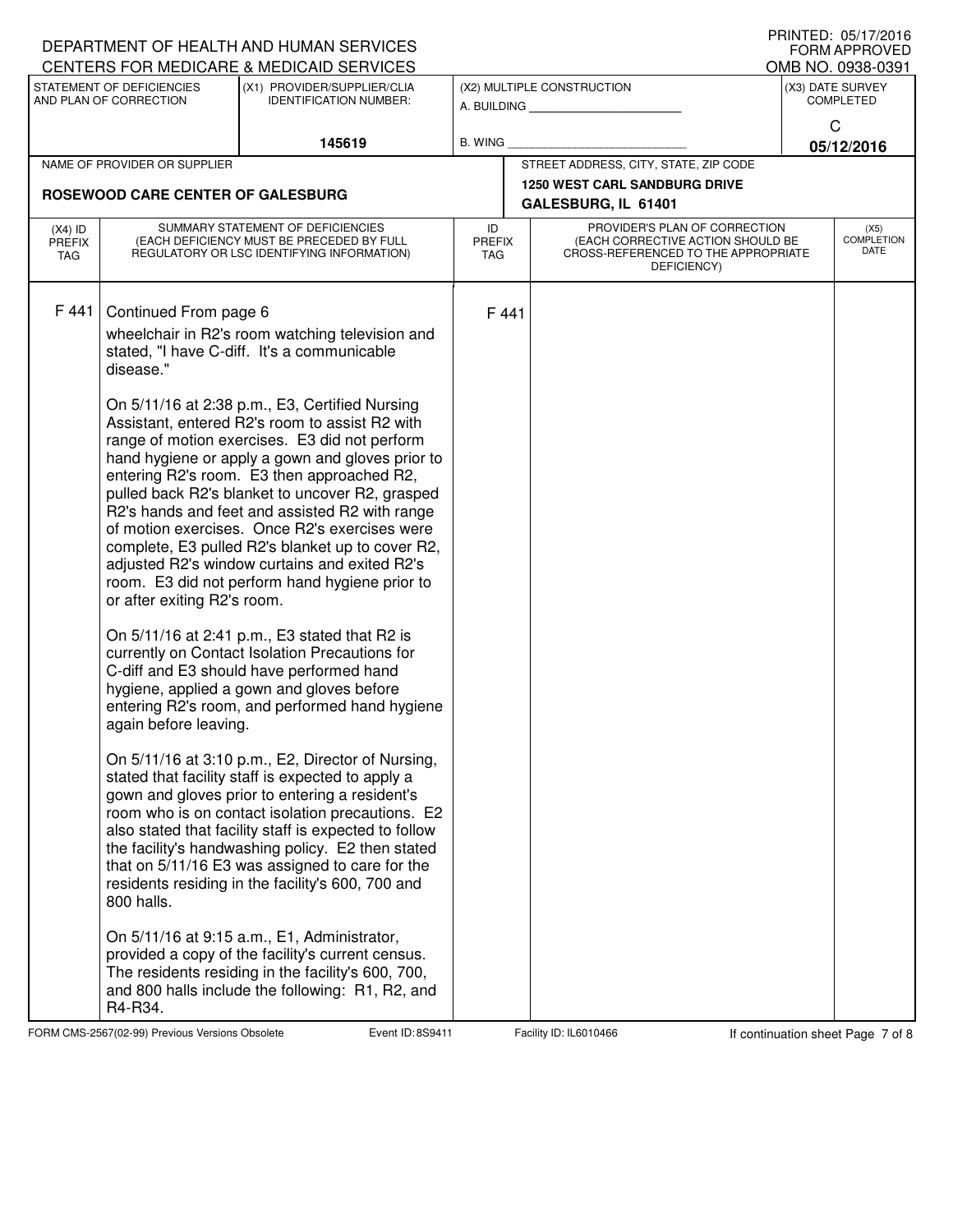DEPARTMENT OF HEALTH AND HUMAN SERVICES
CENTERS FOR MEDICARE & MEDICAID SERVICES

PRINTED: 05/17/2016
FORM APPROVED
OMB NO. 0938-0391

| STATEMENT OF DEFICIENCIES AND PLAN OF CORRECTION | (X1) PROVIDER/SUPPLIER/CLIA IDENTIFICATION NUMBER: | (X2) MULTIPLE CONSTRUCTION | (X3) DATE SURVEY COMPLETED |
|---|---|---|---|
| | 145619 | A. BUILDING ______ B. WING ______ | C 05/12/2016 |

| NAME OF PROVIDER OR SUPPLIER | STREET ADDRESS, CITY, STATE, ZIP CODE |
|---|---|
| ROSEWOOD CARE CENTER OF GALESBURG | 1250 WEST CARL SANDBURG DRIVE GALESBURG, IL 61401 |

| (X4) ID PREFIX TAG | SUMMARY STATEMENT OF DEFICIENCIES (EACH DEFICIENCY MUST BE PRECEDED BY FULL REGULATORY OR LSC IDENTIFYING INFORMATION) | ID PREFIX TAG | PROVIDER'S PLAN OF CORRECTION (EACH CORRECTIVE ACTION SHOULD BE CROSS-REFERENCED TO THE APPROPRIATE DEFICIENCY) | (X5) COMPLETION DATE |
|---|---|---|---|---|
| F 441 | Continued From page 6 | F 441 | | |

wheelchair in R2's room watching television and stated, "I have C-diff. It's a communicable disease."

On 5/11/16 at 2:38 p.m., E3, Certified Nursing Assistant, entered R2's room to assist R2 with range of motion exercises. E3 did not perform hand hygiene or apply a gown and gloves prior to entering R2's room. E3 then approached R2, pulled back R2's blanket to uncover R2, grasped R2's hands and feet and assisted R2 with range of motion exercises. Once R2's exercises were complete, E3 pulled R2's blanket up to cover R2, adjusted R2's window curtains and exited R2's room. E3 did not perform hand hygiene prior to or after exiting R2's room.

On 5/11/16 at 2:41 p.m., E3 stated that R2 is currently on Contact Isolation Precautions for C-diff and E3 should have performed hand hygiene, applied a gown and gloves before entering R2's room, and performed hand hygiene again before leaving.

On 5/11/16 at 3:10 p.m., E2, Director of Nursing, stated that facility staff is expected to apply a gown and gloves prior to entering a resident's room who is on contact isolation precautions. E2 also stated that facility staff is expected to follow the facility's handwashing policy. E2 then stated that on 5/11/16 E3 was assigned to care for the residents residing in the facility's 600, 700 and 800 halls.

On 5/11/16 at 9:15 a.m., E1, Administrator, provided a copy of the facility's current census. The residents residing in the facility's 600, 700, and 800 halls include the following: R1, R2, and R4-R34.

FORM CMS-2567(02-99) Previous Versions Obsolete Event ID: 8S9411 Facility ID: IL6010466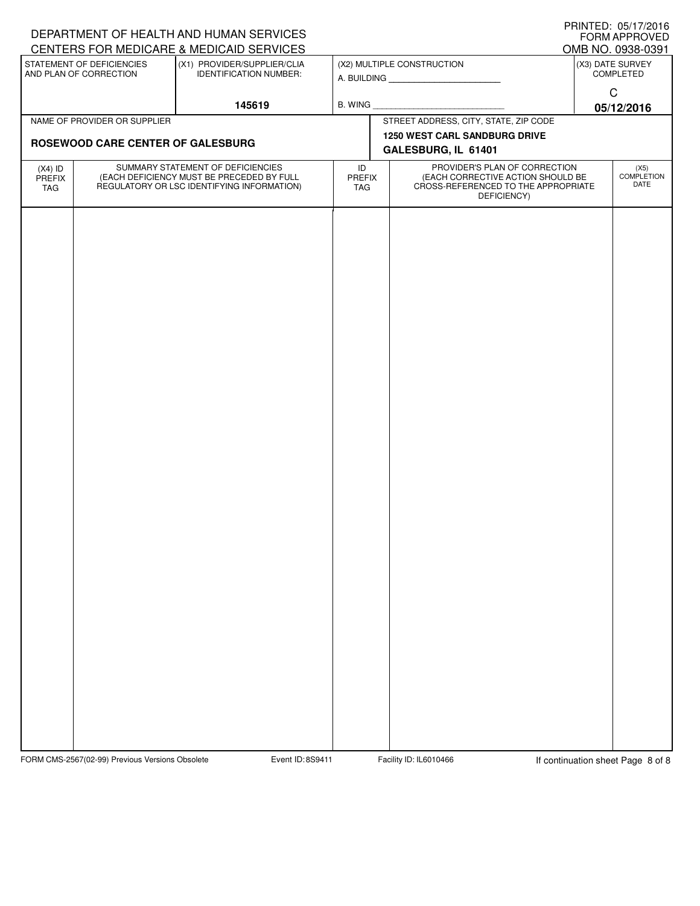DEPARTMENT OF HEALTH AND HUMAN SERVICES
CENTERS FOR MEDICARE & MEDICAID SERVICES

PRINTED: 05/17/2016
FORM APPROVED
OMB NO. 0938-0391

| STATEMENT OF DEFICIENCIES AND PLAN OF CORRECTION | (X1) PROVIDER/SUPPLIER/CLIA IDENTIFICATION NUMBER: | (X2) MULTIPLE CONSTRUCTION | (X3) DATE SURVEY COMPLETED |
|---|---|---|---|
| | 145619 | A. BUILDING ______ B. WING ______ | C 05/12/2016 |

| NAME OF PROVIDER OR SUPPLIER | STREET ADDRESS, CITY, STATE, ZIP CODE |
|---|---|
| ROSEWOOD CARE CENTER OF GALESBURG | 1250 WEST CARL SANDBURG DRIVE GALESBURG, IL 61401 |

| (X4) ID PREFIX TAG | SUMMARY STATEMENT OF DEFICIENCIES (EACH DEFICIENCY MUST BE PRECEDED BY FULL REGULATORY OR LSC IDENTIFYING INFORMATION) | ID PREFIX TAG | PROVIDER'S PLAN OF CORRECTION (EACH CORRECTIVE ACTION SHOULD BE CROSS-REFERENCED TO THE APPROPRIATE DEFICIENCY) | (X5) COMPLETION DATE |
|---|---|---|---|---|
| | | | | |

FORM CMS-2567(02-99) Previous Versions Obsolete    Event ID: 8S9411    Facility ID: IL6010466    If continuation sheet Page 8 of 8